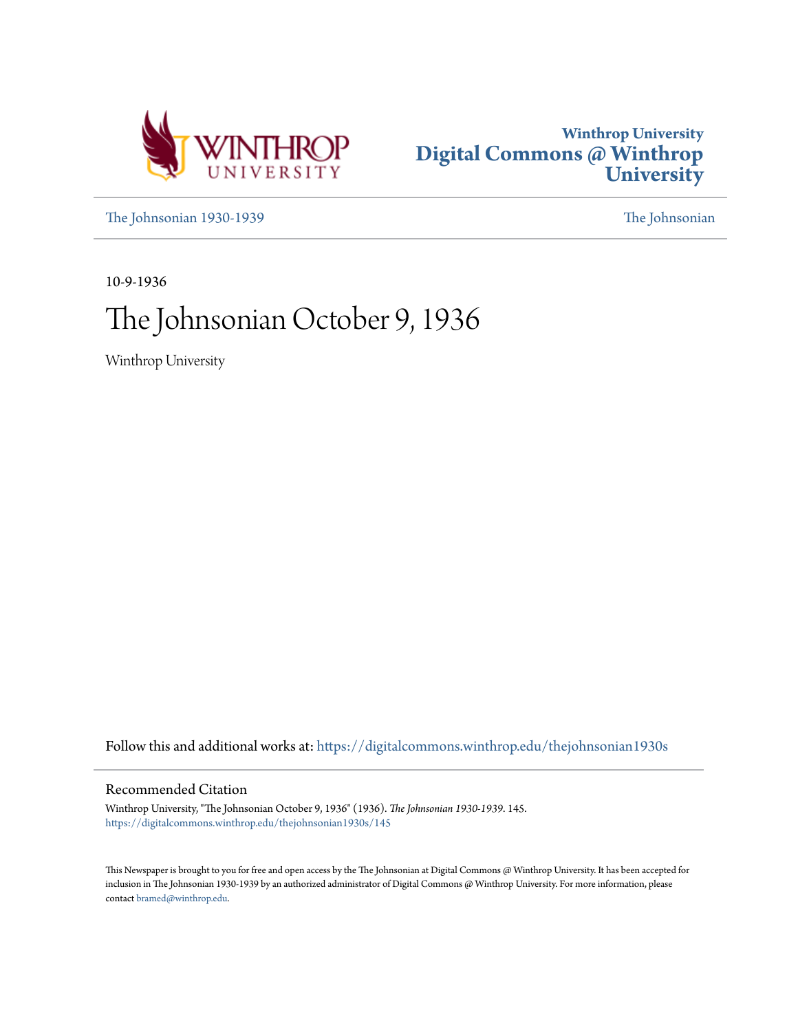Winthrop University
Digital Commons @ Winthrop University

The Johnsonian 1930-1939 | The Johnsonian

10-9-1936

# The Johnsonian October 9, 1936

Winthrop University

Follow this and additional works at: https://digitalcommons.winthrop.edu/thejohnsonian1930s

## Recommended Citation

Winthrop University, "The Johnsonian October 9, 1936" (1936). *The Johnsonian 1930-1939*. 145.
https://digitalcommons.winthrop.edu/thejohnsonian1930s/145

This Newspaper is brought to you for free and open access by the The Johnsonian at Digital Commons @ Winthrop University. It has been accepted for inclusion in The Johnsonian 1930-1939 by an authorized administrator of Digital Commons @ Winthrop University. For more information, please contact bramed@winthrop.edu.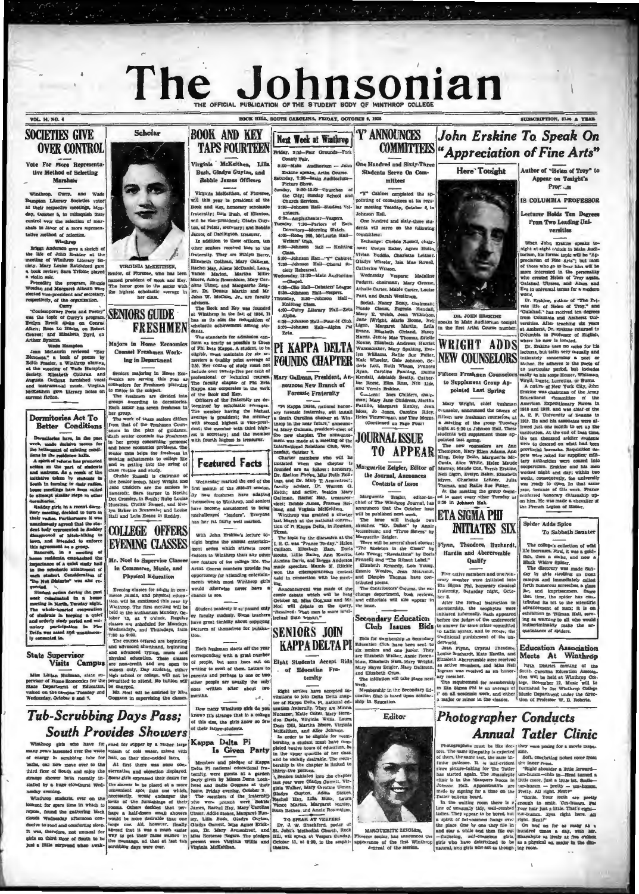# The Johnsonian

THE OFFICIAL PUBLICATION OF THE STUDENT BODY OF WINTHROP COLLEGE

VOL. 14, NO. 4 — ROCK HILL, SOUTH CAROLINA, FRIDAY, OCTOBER 9, 1936 — SUBSCRIPTION, $1.00 A YEAR

## SOCIETIES GIVE OVER CONTROL

### Vote For More Representative Method of Selecting Marshals

Winthrop, Curry, and Wade Hampton Literary Societies voted at their respective meetings, Monday, October 5, to relinquish their control over the selection of marshals in favor of a more representative method of selection.

**Winthrop**

Briggs Anderson gave a sketch of the life of John Erskine at the meeting of Winthrop Literary Society. Mary Louise Ratchford gave a book review; Sara Tribble played a violin solo.

Presiding the program, Eunnie Wooten and Margaret Altman were elected vice-president and secretary, respectively, of the organization.

**Curry**

"Contemporary Poets and Poetry" was the topic of Curry's program. Evelyn Brock spoke on Conrad Aiken; Rose Lo Hecks, on Robert Graves; and Elizabeth Byrd, on Arthur Symons.

**Wade Hampton**

Jean McLaurin reviewed "Bay Blossoms," a book of poems by Edith Frazier, a Winthrop alumna, at the meeting of Wade Hampton Society. Elizabeth Cothran and Augusta Cothran furnished vocal and instrumental music. Virginia McKeithen gave literary notes on current fiction.

## Dormitories Act To Better Conditions

Dormitories have, in the past week, made decisive moves for the betterment of existing conditions in the residence halls.

A spirit of reform has promoted action on the part of students and matrons. As a result of the initiative taken by students in South in turning in their radios, house meetings have been called to attempt similar steps in other dormitories.

Roddey girls, in a recent dormitory meeting, decided to turn in their radios. Furthermore it was unanimously agreed that the student body represented in Roddey disapproved of hitch-hiking to town, and intended to enforce this agreement as a group.

Bancroft, in a meeting of house residents, emphasized the importance of a quiet study hall to the scholastic attainment of each student. Consideration of "No Net Disturb" was also requested.

Student action during the past week culminated in a house meeting in North, Tuesday night. The whole-hearted cooperation of students in keeping a quiet and orderly study period and voluntary participation in Fire Drills was asked and unanimously consented to.

## State Supervisor Visits Campus

Miss Lillian Hoffman, state supervisor of Home Economics for the State Department of Education, visited on the campus Tuesday and Wednesday, October 6 and 7.

### Scholar

VIRGINIA McKEITHEN,
Senior, of Florence, who has been named president of Book and Key. The honor goes to the senior with the highest scholastic average in her class.

## SENIORS GUIDE FRESHMEN

### Majors in Home Economics Counsel Freshmen Working in Department

Seniors majoring in Home Economics are serving this year as counselors for Freshmen planning to major in the subject.

The freshmen are divided into groups according to dormitories. Each senior has seven freshmen in her group.

The work of these senior differs from that of the Freshmen Counselors in the plan of guidance. Each senior counsels the Freshmen in her group concerning personal and home economics problems. The senior thus helps the freshmen in making adjustments to college life and in getting into the swing of class routine and study.

Chebie Russell is chairman of the Senior group. Mary Wright and Jane Childers are the seniors in Bancroft; Sara Harper in North; Dot Cromley, in South; Ruby Louise Huestess, Chebie Russell, and Evelyn Baker in Breazeale; and Louise Hall and Lela Evans in Roddey.

## COLLEGE OFFERS EVENING CLASSES

### Mr. Noel to Supervise Classes in Commerce, Music, and Physical Education

Evening classes for adults in commerce, music, and physical education will be continued this year by Winthrop. The first meeting will be held in the auditorium Monday, October 12, at 7 o'clock. Regular classes are scheduled for Mondays, Wednesdays, and Thursdays, from 7:00 to 9:00.

The courses offered are beginning and advanced shorthand, beginning and advanced typing, music and physical education. These classes are non-credit and are open to women only. Day students, either high school or college, will not be permitted to attend. No tuition will be charged.

Mr. Noel will be assisted by Miss Coggans in supervising the classes.

## BOOK AND KEY TAPS FOURTEEN

### Virginia McKeithen, Lila Bush, Gladys Guyton, and Bobbie James Officers

Virginia McKeithen, of Florence, will this year be president of the Book and Key, honorary scholastic fraternity; Lila Bush, of Ellenton, will be vice-president; Gladys Guyton, of Pelzer, secretary; and Bobbie James, of Darlington, treasurer.

In addition to these officers, ten other seniors received bids to the fraternity. They are Ethlyn Berry, Elizabeth Cothran, Mary Gallman, Rachel Hay, Aliene McDaniel, Laura Vance Marion, Martha Miller Moore, Annie Rosenblum, Mary Caroline Ulmer, and Marguerite Zeigler. Dr. Donnis Martin and Mr. John W. McCabe, Jr., are faculty advisers.

The Book and Key was founded at Winthrop in the fall of 1934. It has as its aim the recognition of scholastic achievement among students.

The standards for admission conform as nearly as possible to those of Phi Beta Kappa. A student, to be eligible, must maintain for six semesters a quality point average of 2.50. Her course of study must not include over twenty-five per cent of professional or technical courses. The faculty chapter of Phi Beta Kappa also cooperates in the work of the Book and Key.

Officers of the fraternity are determined by scholastic averages. The member having the highest average is president; the member with second highest is vice-president; the member with third highest is secretary; and the member with fourth highest is treasurer.

### Featured Facts

Wednesday marked the end of the first month of the 1936-37 session. By now freshmen have adapted themselves to Winthrop, and seniors have become accustomed to being unchallenged "leaders". Everyone has her rut fairly well marked.

With John Erskine's lecture tonight begins the annual entertainment series which attracts more visitors to Winthrop than any other one feature of the college life. The Artist Course numbers provide the opportunity for attending entertainments which most Winthrop girls would otherwise never have a chance to see.

Student modesty is surpassed only by faculty modesty. Some teachers have great timidity about supplying pictures of themselves for publication.

Each freshman starts off the year corresponding with a great number of people, but soon loses out on writing to most of them. Letters to parents and perhaps to one or two others are usually the only ones written after about two months.

How many Winthrop girls do you know? It's strange that in a college of this size, the girls know so few of their fellow-students.

### Next Week at Winthrop

Friday, 2:15—Fair Grounds—York County Fair.
8:00—Main Auditorium — John Erskine speaks, Artist Course.
Saturday, 7:30—Main Auditorium—Picture Show.
Sunday, 9:30-12:00—Churches of the City; Sunday School and Church Services.
2:30—Johnson Hall—Student Volunteers.
6:30—Amphitheater—Vespers.
Tuesday, 7:30—Parlors of Each Dormitory—Morning Watch.
4:00—Room 265, McLaurin Hall—Writers' Club.
2:30—Johnson Hall — Knitting Class.
5:00—Johnson Hall—"Y" Cabinet.
7:30—Johnson Hall—Choral Society Rehearsal.
Wednesday, 12:30—Main Auditorium—Chapel.
4:30—Olio Hall—Debaters' League.
6:30—Johnson Hall—Vespers.
Thursday, 2:30—Johnson Hall — Knitting Class.
4:00—Curry Literary Hall—Zeta Alpha.
4:30—Johnson Hall—Four-H Club.
5:00—Johnson Hall—Alpha Psi Zeta.

## PI KAPPA DELTA FOUNDS CHAPTER

### Mary Gallman, President, Announces New Branch of Forensic Fraternity

"Pi Kappa Delta, national honorary forensic fraternity, will install a South Carolina chapter at Winthrop in the near future," announcement was made at a meeting of the International Relations Club, Wednesday, October 7.

Charter members who will be initiated when the chapter is founded are as follows: honorary, Dr. Shelton Phelps, Miss Ruth Rollings, and Dr. Mary T. Armentrout; faculty adviser, Dr. Warren G. Keith; and active, besides Mary Gallman, Rachel Hay, treasurer-elect; Bobbie James, Frances Holland, and Virginia McKeithen.

Winthrop was granted a charter last March at the national convention of Pi Kappa Delta, in Houston, Texas.

The topic for the discussion at the I. R. C. was "France To-day." Helen Callison, Elizabeth Ham, Doris Stooks, Lillie Bailes, Ann Knotts, Alethea Davis, and Briggs Anderson made speeches. Mamie E. Ritchie won the extemporaneous contest held in connection with the meeting.

Announcement was made of the comic debate which will be held October 20. Miss Coggans and Mr. Noel will debate on the query, "Resolved: That man is more intellectual than woman."

## SENIORS JOIN KAPPA DELTA PI

### Eight Students Accept Bids of Education Fraternity

Eight seniors have accepted invitations to join Delta Omicron chapter of Kappa Delta Pi, national education fraternity. They are Minna Nutzaker, Katie Coker, Mary Herndon Davis, Virginia Willis, Laura Dean Dill, Martha Moore, Virginia McKeithen, and Alice Johnson.

In order to be eligible for membership, a student must have completed twelve hours of education, be in the upper quartile of her class, and be sickly desirable. The membership in the chapter is limited to thirty-five persons.

Seniors initiated into the chapter last year were Mary Caroline Ulmer, Virginia Walker, Mary Caroline Ulmer, Gladys Guyton, Addie Stokes, Rachel Hay, Lila Bush, Laura Vance Marion, Margaret Hunley, Ruth Bethea, and Annie Rosenblum.

### TO SPEAK AT VESPERS

Dr. J. W. Bradford, pastor of St. John's Methodist Church, Rock Hill, will speak at Vespers Sunday, October 11, at 6:30, in the amphitheatre.

## 'Y' ANNOUNCES COMMITTEES

### One Hundred and Sixty-Three Students Serve On Committees

"Y" Cabinet completed the appointing of committees at its regular meeting Tuesday, October 6 in Johnson Hall.

One hundred and sixty-three students will serve on the following committees:

Exchange: Chebie Russell, chairman; Evelyn Baker, Agnes Hutto, Vivian Buddin, Charlotte Leitner, Gladys Wheeler, Isla Mae Rowell, Catherine Wilson.

Wednesday Vespers: Madaline Padgett, chairman; Mary Greene, Elizabeth Carter, Mable Carter, Louise Pant and Sarah Westbrook.

Social: Nancy Beaty, chairman; Nonie Clause, Eugenia Kendall, Mary E. Welch, Jean Wilkinson, Jane Wright, Marie Boone, Nell Ligon, Margaret Martin, Lella Evans, Elizabeth Cleland, Nancy Harris, Jennie Mae Thomas, Estelle House, Elizabeth Andrews, Harriet Wannamaker, Mary Spalding, Evelyn Williams, Sallie Sue Fuller, Kate Wheeler, Callie Johnson, Sadie Lott, Ruth Wilson, Frances Ryan, Caroline Fanning, Duffie Kendall, Adelaide Beatty, Catherine Reese, Elna Ross, Nell Lide, and Vernis Erskine.

Canteen: Inez Childers, chairman; Mary Jane Childers, Martha Patillo, Margaret Hunley, Jean Moss, Jo Jones, Caroline Riley, Helen Timmerman, and Tiny Meggs.

(Continued on Page Four)

## JOURNAL ISSUE TO APPEAR

### Marguerite Zeigler, Editor of the Journal, Announces Contents of Issue

Marguerite Zeigler, editor-in-chief of The Winthrop Journal, has announced that the October issue will be published next week.

The issue will include two sketches: "Mr. Dukes" by Annie Rosenblum, and "Three Sisters" by Marguerite Zeigler.

There will be several short stories: "The Skeleton in the Closet" by Lois Young; "Revelations" by Doris Pennell; and "The Illicit Label." Elizabeth Kennedy, Lois Young, Emmie Weedon, Jean Mclaurin, and Dimples Thomas have contributed poems.

The Contributors' Column, the exchange department, book reviews, and editorials will also appear in the issue.

## Secondary Education Club Issues Bids

Bids for membership in Secondary Education Club have been sent to 4 seniors and one junior. They are Elizabeth Walker, Annie Rosenblum, Elizabeth Ham, Mary Wright, Mary Hayes Zeigler, Mary Gallman, and Elizabeth Crum.

The initiation will take place next week.

Membership in the Secondary Education Club is based upon scholarship in Education.

### Editor

MARGUERITE ZEIGLER,
Florence senior, has announced the appearance of the first Winthrop Journal of the session.

## John Erskine To Speak On "Appreciation of Fine Arts"

### Here Tonight

DR. JOHN ERSKINE
speaks in Main Auditorium tonight in the first Artist Course number.

### Author of "Helen of Troy" to Appear on Tonight's Program

### IS COLUMBIA PROFESSOR

### Lecturer Holds Ten Degrees From Two Leading Universities

When John Erskine speaks tonight at eight o'clock in Main Auditorium, his formal topic will be "Appreciation of Fine Arts"; but most of those who go to hear him will be more interested in the personality who created Helen of Troy again, Galahad, Ulysses, and Adam and Eve in universal terms for a modern world.

Dr. Erskine, author of "The Private Life of Helen of Troy," and "Galahad," has received ten degrees from Columbia and Amherst Universities. After teaching six years at Amherst, Dr. Erskine returned to Columbia as Professor of English, where he now is located.

Dr. Erskine uses no notes for his lectures, but talks very casually and intimately concerning a poet or author. He adheres to the poets of no particular period, but includes easily in his scope Homer, Whitman, Virgil, Dante, Lucretius, or Burns.

A native of New York City, John Erskine was chairman of the Army Educational Committee of the American Expeditionary Forces in 1918 and 1919, and was chief of the University of A. E. F. University of Beaune in 1919. He and his associates were allowed just one month to set up the institution. At the end of that time, the ten thousand soldier students were to descend on what had been provincial barracks. Requisition depots were raked for supplies; military authorities were coaxed into cooperation. Erskine and his men worked night and day; within two weeks, consequently, the university was ready to open. In that same year, because of this work, France conferred honorary citizenship upon him. He was made a chevalier of the French Legion of Honor.

## WRIGHT ADDS NEW COUNSELORS

### Fifteen Freshmen Counselors to Supplement Group Appointed Last Spring

Mary Wright, chief freshman counselor, announced the names of fifteen new freshman counselors at a meeting of the group Tuesday night at 6:30 in Johnson Hall. These students will supplement those appointed last spring.

The new counselors are Ann Thompson, Mary Ellen Adams, Ann King, Daisy Bello, Marguerite McCants, Alice White, Helen Maude Murray, Maude Cox, Vernis Erskine, Nell Ligon, Evelyn Baker, Elizabeth Myers, Charlotte Leitner, Julia Thomas, and Sallie Sue Fuller.

At the meeting the group decided to meet every other Tuesday at 6:30 in Johnson Hall.

## ETA SIGMA PHI INITIATES SIX

### Flynn, Theodora Buzhardt, Hardin and Abercrombie Qualify

Five active members and one honorary member were initiated into Eta Sigma Phi, honorary classical fraternity, Saturday night, October 3.

After the formal instruction in membership, the neophytes were initiated informally. Each appeared before the judges of the underworld to answer for some crime committed in Latin syntax, and to receive the traditional punishment of the underworld.

Jean Flynn, Crystal Theodore, Louise Buzhardt, Kate Hardin, and Elizabeth Abercrombie were received as active members, and Miss Nell Ingram was received as an honorary member.

The requirement for membership in Eta Sigma Phi is an average of "" on all academic work, and either a major or minor in the classics.

### Spider Adds Spice To Sabbath Saunter

The college's collection of wild life increases. First, it was a goldfish, then a snake, and now a Black Widow Spider.

The discovery was made Sunday by girls strolling on front campus and immediately called forth numerous screeches, a glass jar, and imprisonment. Since that time, the spider has contributed its bit to the scientific advancement of man; it is on exhibition in Tillman Hall, serving as warning to all who would indiscriminately make the acquaintance of spiders.

## Education Association Meets At Winthrop

Fifth District meeting of the South Carolina Education Association will be held at Winthrop College, November 13. Music will be furnished by the Winthrop College Music Department under the direction of Professor W. B. Roberts.

## Tub-Scrubbing Days Pass; South Provides Showers

Winthrop girls who have for many years lamented over the waste of energy in scrubbing tubs for baths, can now move over to the third floor of South and enjoy the strange shower bath recently installed by a huge cloudburst Wednesday evening.

Winthrop students, ever on the lookout for spare time in which to repose, found the gathering black clouds Wednesday afternoon conducive to cool and comforting sleep. It was, therefore, not unusual for girls on third floor of South to be just a little surprised when awakened for supper by a rather large splash of cold water, mixed with hail, on their nine-sided faces.

At first there was some consternation and objection displayed. Some girls expressed their desire for the shower to be placed at a more convenient spot than one which, necessarily, would endanger the looks of the furnishings of their rooms. Others decided that perhaps a half-dozen small showers would be more desirable than one large one. All, however, finally agreed that it was a much easier way to get their faces washed in the mornings, and that at last tub scrubbing days were over.

## Kappa Delta Pi Is Given Party

Members and pledges of Kappa Delta Pi national educational fraternity, were guests at a garden party given by Misses Dena Lockhead and Sadie Coggans at their home, Friday evening, October 2.

The members of the fraternity who were present were Bobbie James, Rachel Hay, Mary Caroline Ulmer, Addie Stokes, Margaret Hunley, Lila Bush, Gladys Guyton, Eva Ellison, Miss Agnes Erickson, Dr. Mary Armentrout, and Miss Hortense Rogers. The pledges present were Virginia Willis and Virginia McKeithen.

## Photographer Conducts Annual Tatler Clinic

Photographers must be like doctors. The same sympathy is expected of them, the same tact, the same infinite patience. It is self-evident since picture-taking for The Tatler has started again. The Shacklette clinic is in the Masquers Room in Johnson Hall. Appointments are made by signing for a time on the Tatler bulletin board.

In the waiting room there is a line of unusually tidy, well-combed ladies. They appear to be bored, but a spirit of nervousness hangs over the place. One by one they file in and stay a while and then file out—fluttering, self-conscious girls, girls who have determined to be natural, and girls who act as though they were posing for a movie magazine.

Soft, comforting noises come from the inner room.

"Right shoulder a little forward—um-hmmm—chin up—Head turned a little more, just a little bit. Smile—um-hmmm — pretty — um-hmmm. Pretty. All right. Next!"

"Smile. Your teeth are pretty enough to smile. Um-hmmm. Put your hair just a little. That's right—um-hmmm. Eyes right here. All right. Next!"

On and on for as many as a hundred times a day, with Mr. Shacklette as lively at five o'clock as a physical ed. major in the dancing room.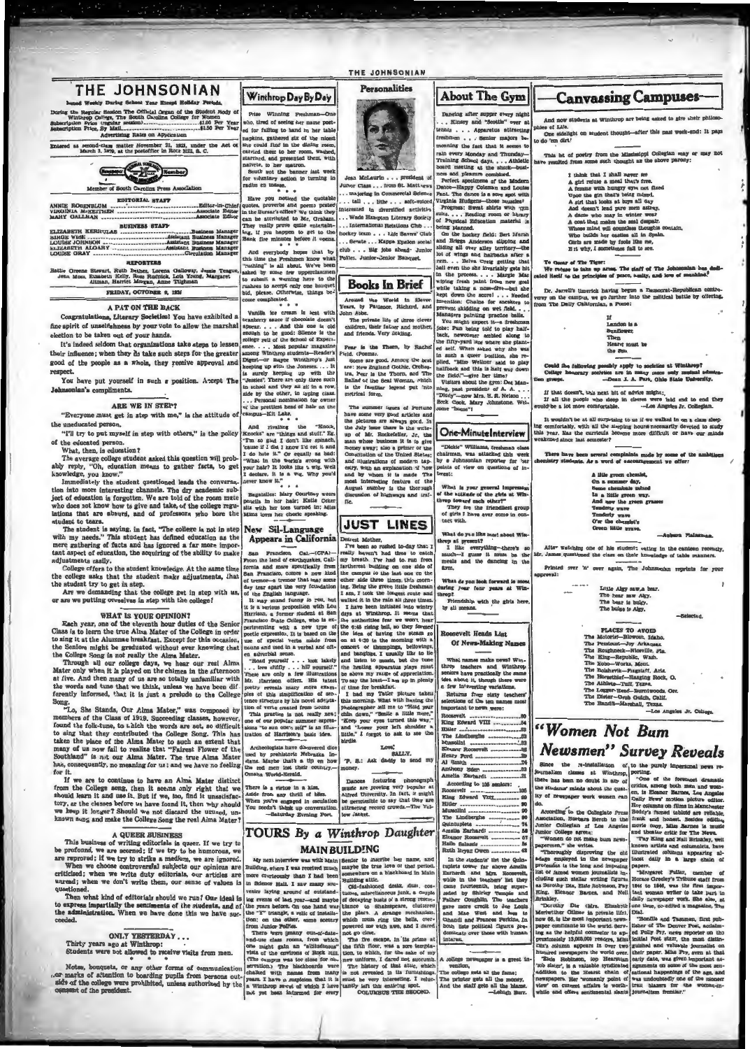# THE JOHNSONIAN

Issued Weekly During School Year Except Holiday Periods.

During the Regular Session The Official Organ of the Student Body of Winthrop College, The South Carolina College for Women

Subscription Price (regular session) ........................ $1.00 Per Year
Subscription Price, By Mail ........................ $1.50 Per Year

Advertising Rates on Application

Entered as second-class matter November 21, 1923, under the Act of March 3, 1879, at the postoffice in Rock Hill, S. C.

Member of South Carolina Press Association

### EDITORIAL STAFF

ANNIE ROSENBLUM ........................ Editor-in-Chief
VIRGINIA McKEITHEN ........................ Associate Editor
MARY GALLMAN ........................ Associate Editor

### BUSINESS STAFF

ELIZABETH KERHULAS ........................ Business Manager
BINGE WISE ........................ Assistant Business Manager
LOUISE JOHNSON ........................ Assistant Business Manager
ELIZABETH ALGARY ........................ Assistant Business Manager
LOUISE GRAY ........................ Circulation Manager

### REPORTERS

Hattie Greene Stewart, Ruth Bethea, Lorena Galloway, Jessie Teague, Jean Moss, Elizabeth Kelly, Rosa Rudnick, Lois Young, Margaret Altman, Harriet Morgan, Anne Tilghman

FRIDAY, OCTOBER 6, 1933

## A PAT ON THE BACK

Congratulations, Literary Societies! You have exhibited a fine spirit of unselfishness by your vote to allow the marshal election to be taken out of your hands.

It's indeed seldom that organizations take steps to lessen their influence; when they do take such steps for the greater good of the people as a whole, they receive approval and respect.

You have put yourself in such a position. Accept The Johnsonian's compliments.

## ARE WE IN STEP?

"Everyone must get in step with me," is the attitude of the uneducated person.

"I'll try to put myself in step with others," is the policy of the educated person.

What, then, is education?

The average college student asked this question will probably reply, "Oh, education means to gather facts, to get knowledge, you know."

Immediately the student questioned leads the conversation into more interesting channels. The dry academic subject of education is forgotten. We are told of the room mate who does not know how to give and take, of the college regulations that are absurd, and of professors who bore the student to tears.

The student is saying, in fact, "The college is not in step with my needs." This student has defined education as the mere gathering of facts and has ignored a far more important aspect of education, the acquiring of the ability to make adjustments easily.

College offers to the student knowledge. At the same time the college asks that the student make adjustments, that the student try to get in step.

Are we demanding that the college get in step with us, or are we putting ourselves in step with the college?

## WHAT IS YOUR OPINION?

Each year, one of the eleventh hour duties of the Senior Class is to learn the true Alma Mater of the College in order to sing it at the Alumnae breakfast. Except for this occasion, the Seniors might be graduated without ever knowing that the College Song is not really the Alma Mater.

Through all our college days, we hear our real Alma Mater only when it is played on the chimes in the afternoon at five. And then many of us are so totally unfamiliar with the words and tune that we think, unless we have been differently informed, that it is just a prelude to the College Song.

"Lo, She Stands, Our Alma Mater," was composed by members of the Class of 1919. Succeeding classes, however, found the folk-tune, to which the words are set, so difficult to sing that they contributed the College Song. This has taken the place of the Alma Mater to such an extent that many of us now fail to realize that "Fairest Flower of the Southland" is not our Alma Mater. The true Alma Mater has, consequently, no meaning for us; and we have no feeling for it.

If we are to continue to have an Alma Mater distinct from the College song, then it seems only right that we should learn it and use it. But if we, too, find it unsatisfactory, as the classes before us have found it, then why should we keep it longer? Should we not discard the unused, unknown song and make the College Song the real Alma Mater?

## A QUEER BUSINESS

This business of writing editorials is queer. If we try to be profound, we are scorned; if we try to be humorous, we are reproved; if we try to strike a medium, we are ignored. When we choose controversial subjects our opinions are criticised; when we write duty editorials, our articles are unread; when we don't write them, our sense of values is questioned.

Then what kind of editorials should we run? Our ideal is to express impartially the sentiments of the students, and of the administration. When we have done this we have succeeded.

## ONLY YESTERDAY . . .

Thirty years ago at Winthrop:
Students were not allowed to receive visits from men.

\* \* \*

Notes, bouquets, or any other forms of communication or marks of attention to boarding pupils from persons outside of the college were prohibited, unless authorized by the consent of the president.

## Winthrop Day By Day

Prize Winning Freshman—One who, tired of seeing her name posted for failing to hand in her table napkins, gathered six of the nicest she could find in the dining room, carried them to her room, washed, starched, and presented them, with naivete, to her matron.

South not the banner last week for voluntary action in turning in radios on time.

\* \* \*

Have you noticed the quotable quotes, proverbs and poems posted in the Bursar's office? We think they can be attributed to Mr. Graham. They really prove quite entertaining, if you happen to get to the Bank five minutes before it opens.

\* \* \*

And everybody hopes that by this time the Freshmen know what "rushing" is all about. We've been asked by some few upperclassmen to submit a warning here to the rushees to accept only one banquet bid, please. Otherwise, things become complicated.

\* \* \*

Vanilla ice cream is best with cranberry sauce if chocolate doesn't appear. . . . And this one is old enough to be good: Silence is the college yell of the School of Experience. . . . Most popular magazine among Winthrop students—Reader's Digest—or maybe Winthrop's just keeping up with the Joneses. . . . It is surely keeping up with the "Joneses." There are only three such in school and they all sit in a row, side by the other, in Ingling class. . . . Personal nomination for owner of the prettiest head of hair on the campus—Kit Lake.

\* \* \*

And rivaling the "Knock Knocks" are "things and stuff." Ex: "I'm so glad I don't like spinach, 'cause if I did I know I'd eat it and I do hate it." Or equally as bad: "What in the world's wrong with your hair? It looks like a wig. Well I declare, it is a wig. Why you'd never know it."

\* \* \*

Bagatelles: Mary Courtney wears pencils in her hair; Katie Coker sits with her toes turned in; Miss Mims loves her choric speaking.

## New Sil-Language Appears in California

San Francisco, Cal.—(CPA)—From the land of earthquakes, California and more specifically from San Francisco, comes a new kind of tremor—a tremor that may some day tear apart the very foundation of the English language.

It may sound funny to you, but it is a serious proposition with Lou Harrison, a former student at San Francisco State College, who is experimenting with a new type of poetic expression. It is based on the use of special verbs made from nouns and used in a verbal and often adverbial sense.

"Road yourself . . . look lakely . . . love cliffly . . . hill yourself." These are only a few illustrations Mr. Harrison offers. His latest poetry reveals many more examples of this simplification of sentence structure by his novel adaptation of verbs created from nouns.

This practice is not really new; one of our popular summer expressions "to sun one's self" is an illustration of Harrison's basic idea.

Archeologists have discovered dice used by prehistoric Nebraska Indians. Maybe that's a tip on how the red men lost their country.—Omaha World-Herald.

\* \* \*

There is a virtue in a kiss,
Aside from any thrill of bliss.
When you're engaged in illustration
You needn't think up conversation.
—Saturday Evening Post.

# THE JOHNSONIAN

## Personalities

Jean McLaurin . . . president of Junior Class . . . from St. Matthews . . . majoring in Commercial Science . . . tall . . . lithe . . . soft-voiced . . . interested in diversified activities . . . Wade Hampton Literary Society . . . International Relations Club . . . hockey team . . . Life Savers' Club . . . Senate . . . Kappa Epsilon social club . . . Big jobs ahead—Junior Follies. Junior-Senior Banquet.

## Books In Brief

Around the World in Eleven Years, by Patience, Richard, and John Abbe.

The private life of three clever children, their father and mother, and friends. Very striking.

Fear is the Thorn, by Rachel Field. (Poems).

Some are good. Among the best are: New England Gothic, Orchestra, Fear is the Thorn, and The Ballad of the Seal Woman, which is the familiar legend put into metrical form.

The summer issues of Fortune have some very good articles and the pictures are always good. In the July issue there is the write up of Mr. Rockefeller, Jr., the man whose business it is to give money away; also a primer of the Constitution of the United States; and illustrations of modern taxpayers, with an explanation of "why, and by whom it is made. The most interesting feature of the August number is the thorough discussion of highways and traffic.

## JUST LINES

Dearest Mother,

I've been so rushed to-day that I really haven't had time to catch my breath. I've had to run from farthermost building on one side of the campus to the last one on the other side three times this morning. Being the green little freshman I am, I took the longest route and walked it in the rain all three times.

I have been initiated into wintry days at Winthrop. It seems that the authorities fear we won't hear the 6:45 rising bell, so they formed the idea of having the steam on at 4:30 in the morning with a concert of thumpings, bellowings, and bangings. I usually like to lie and listen to music, but the tune the heating apparatus plays must be above my range of appreciation. To say the least—I am up in plenty of time for breakfast.

I had my Tatler picture taken this morning. What with having the photographer tell me to "Hold your chin down," "Smile a little more," "Keep your eyes turned this way," and "Lower your left shoulder a little," I forgot to ask to see the birdie.

Love,
SALLY.

P. S.: Ask daddy to send my money.

\* \* \*

Dances featuring phonograph music are proving very popular at Alfred University. In fact, it might be permissible to say that they are attracting record crowds.—The Yellow Jacket.

## TOURS By a Winthrop Daughter

### MAIN BUILDING

My next interview was with Main Building, where I was received much more courteously than I had been in Science Hall. I saw many souvenirs laying around of outstanding events of last year—and maybe the years before. On one hand was the "Y" triangle, a relic of installation; on the other, some scenery from Junior Follies.

There were (many) out-of-date-and-use class rooms, from which one might gain an "altitudinous" vista of the environs of Rock Hill. (The campus was too close for observation.) The blackboards were chalked with names from many years. I have a suspicion that it is a Winthrop song of which I have not yet been informed for every Senior to inscribe her name, and maybe the true love of that period, somewhere on a blackboard in Main Building attic.

Old-fashioned desks, dust, costumes, miscellaneous junk, a couple of decaying busts of a strong resemblance to Shakespeare, cluttered the place. A strange mechanism, which runs ring the bells, overpowered me with awe, and I dared not go close.

The fire escape, in its prime at the fifth floor, was a sore temptation, to which, for the sake of my new uniform, I dared not succumb. The history of that attic, which is not revealed in its furnishings, must be very interesting. I reluctantly left the enticing spot.

COLUMBUS THE SECOND.

## About The Gym

Dancing after supper every night . . . Kinsey and "Scotts" over at tennis . . . Apparatus attracting freshmen . . . Senior majors bemoaning the fact that it seems to rain every Monday and Thursday—Training School days. . . . Athletic board meeting at the shack—business and pleasure combined.

Perfect specimens of the Modern Dance—Happy Coleman and Louise Pant. The dance is a new sport with Virginia Hudgens—those muscles! Progress: Sweat shirts with gym suits. . . . Reading room or library of Physical Education material is being planned.

On the hockey field: Bert Marsh and Bragg Anderson slipping and sliding all over alley territory—the lot of wings and halfbacks after a rain. . . . Selva Craig getting that ball even tho she invariably gets hit in the process. . . . Margie Mac wiping fresh paint from new goal while taking a nose-dive—but she kept down the score! . . . Needed invention: Chains for sneakers to prevent skidding on wet field. . . . Managers painting practice balls.

You might expect it—a freshman joke: Fun being told to play halfback, newcomer ambled along to the fifty-yard line where she planted self. When asked why she was in such a queer position, she replied, "Miss Wellner said to play halfback and this is half way down the field"—give her time!

Visitors about the gym: Dot Manning, past president of A. A. . . . "Dicky"—now Mrs. H. R. Nelson . . . Beck Cook, Mary Johnstone. Welcome "home"!

## One-Minute Interview

"Dickie" Williams, freshman class chairman, was attacked this week by a Johnsonian reporter for her points of view on questions of interest:

**What is your general impression of the attitude of the girls at Winthrop toward each other?**

They are the friendliest group of girls I have ever come in contact with.

**What do you like most about Winthrop at present?**

I like everything—there's so much—I guess it must be the meals and the dancing in the gym.

**What do you look forward to most during your four years at Winthrop?**

Friendship with the girls here, by all means.

## Roosevelt Heads List Of News-Making Names

What names make news? Winthrop teachers and Winthrop seniors have practically the same idea about it, though there were a few interesting variations.

Returns from sixty teachers' selections of the ten names most important to news were:

| | |
|---|---|
| Roosevelt | 60 |
| King Edward VIII | 54 |
| Hitler | 52 |
| The Lindberghs | 32 |
| Mussolini | 32 |
| Eleanor Roosevelt | 25 |
| Henry Ford | 26 |
| Al Smith | 24 |
| Anthony Eden | 22 |
| Amelia Earhardt | 21 |

According to 105 seniors:

| | |
|---|---|
| Roosevelt | 105 |
| King Edward VIII | 99 |
| Hitler | 90 |
| Mussolini | 90 |
| The Lindberghs | 90 |
| Quintuplets | 74 |
| Amelia Earhardt | 73 |
| Eleanor Roosevelt | 67 |
| Haile Selassie | 58 |
| Ruth Bryan Owen | 31 |

In the students' list the Quintuplets tower far above Amelia Earhardt and Mrs. Roosevelt, while in the teachers' list they came fourteenth, being superseded by Shirley Temple and Father Coughlin. The teachers gave more credit to Joe Louis and Mae West and less to Ghandi and Frances Perkins. In both lists political figures predominate over those with human interest.

\* \* \*

A college newspaper is a great invention,
The college gets all the fame;
The printer gets all the money,
And the staff gets all the blame.
—Lehigh Burr.

## Canvassing Campuses

And now students at Winthrop are being asked to give their philosophies of Life.

One sidelight on student thought—after this past week-end: It pays to do 'em dirt!

\* \* \*

This bit of poetry from the Mississippi Collegian may or may not have resulted from some such thought as the above parody:

> I think that I shall never see
> A girl refuse a meal that's free.
> A female with hungry eyes not fixed
> Upon the gin that's being mixed.
> A girl that looks at boys all day
> And doesn't lead poor men astray.
> A dame who may in winter wear
> A coat that makes the soul despair.
> Whose mind will countless thoughts contain,
> Who builds her castles all in Spain.
> Girls are made by fools like me,
> But why, I sometimes fail to see.

\* \* \*

To Owner of The Tiger:
We refuse to take up arms. The staff of The Johnsonian has dedicated itself to the principles of peace, sanity, and love of mankind.

\* \* \*

Dr. Jarrell's limerick having begun a Democrat-Republican controversy on the campus, we go further into the political battle by offering, from The Daily Californian, a Poem:

> If
> Landon is a
> Sunflower,
> Then
> Hearst must be
> the Sun.

\* \* \*

Could the following possibly apply to societies at Winthrop?

College honorary societies are in many cases only mutual admiration groups. —Dean J. A. Park, Ohio State University.

\* \* \*

If that doesn't, this next bit of advice might:

If all the people who sleep in classes were laid end to end they would be a lot more comfortable. —Los Angeles Jr. Collegian.

\* \* \*

It wouldn't be at all surprising to us if we walked in on a class sleeping comfortably, with all the sleeping hours necessarily devoted to study this year. Has the curricula become more difficult or have our minds weakened since last semester?

\* \* \*

There have been several complaints made by some of the ambitious chemistry students. As a word of encouragement we offer:

> A little green chemist,
> On a summer day,
> Some chemicals mixed
> In a little green way.
> And now the green grasses
> Tenderly wave
> Tenderly wave
> O'er the chemist's
> Green little grave.
> —Auburn Plainsman.

\* \* \*

After watching one of his students eating in the canteen recently, Mr. James questioned the class on their knowledge of table manners.

\* \* \*

Printed over 'n' over again, The Johnsonian reprints for your approval:

> Little Algy saw a bear.
> The bear saw Algy.
> The bear is bulgy.
> The bulge is Algy.
> —Selected.

\* \* \*

### PLACES TO AVOID

The Motorist—Blowout, Idaho.
The Pessimist—Joy, Arkansas.
The Roughneck—Niceville, Fla.
The King—Republic, Wash.
The Hobo—Works, Mont.
The Bolshevik—Flagstaff, Ariz.
The Horsethief—Hanging Rock, O.
The Athlete—Tuff, Texas.
The Logger-Head—Burntwoods, Ore.
The Dieter—Grub Gulch, Calif.
The Bandit—Marshall, Texas.
—Los Angeles Jr. College.

## "Women Not Bum Newsmen" Survey Reveals

Since the re-installation of journalism classes at Winthrop, there has been no doubt in any of the students' minds about the quality of newspaper work women can do.

According to the Collegiate Press Association, Barbara Berch in the Junior Collegian of Los Angeles Junior College agrees:

"Women do not make bum newspapermen," she writes.

"Thoroughly disproving the old adage employed in the newspaper profession is the long and imposing list of famed women journalists including such stellar writing figures as Dorothy Dix, Elsie Robinson, Fay King, Eleanor Barnes, and Nell Brinkley.

"Dorothy Dix (Mrs. Elizabeth Meriwether Gilmer in private life), now 66, is the most important newspaper confidante to the world. Serving as the helpful counsellor to approximately 15,000,000 readers, Miss Dix's column appears in over two hundred newspapers the world over.

"Elsie Robinson, top Hearstian 'sob sister,' is a valuable syndicated addition to the Hearst chain of newspapers. Her 'womanly point of view' on current affairs is worthwhile and offers sentimental slants to the purely impersonal news reporting.

"One of the foremost dramatic critics, among both men and women, is Eleanor Barnes, Los Angeles Daily News' motion picture editor. Her columns on films in Manchester Boddy's famed tabloid are reliable, frank and honest. Besides editing movie copy, Miss Barnes is music and theatre critic for The News.

"Fay King and Nell Brinkley, well known artists and columnists, have illustrated columns appearing almost daily in a large chain of papers.

"Margaret Fuller, member of Horace Greeley's Tribune staff from 1844 to 1846, was the first important woman writer to take part in daily newspaper work. She also, at one time, co-edited a magazine, The Dial.

"Bonfils and Tammen, first publisher of The Denver Post, acclaimed Polly Pry, news reporter on the initial Post staff, the most distinguished and valuable journalist on their paper. Miss Pry, even at that early date, was given important assignments on some of the most sensational happenings of the age, and was undoubtedly one of the pioneer trail blazers for the women-in-journalism frontier."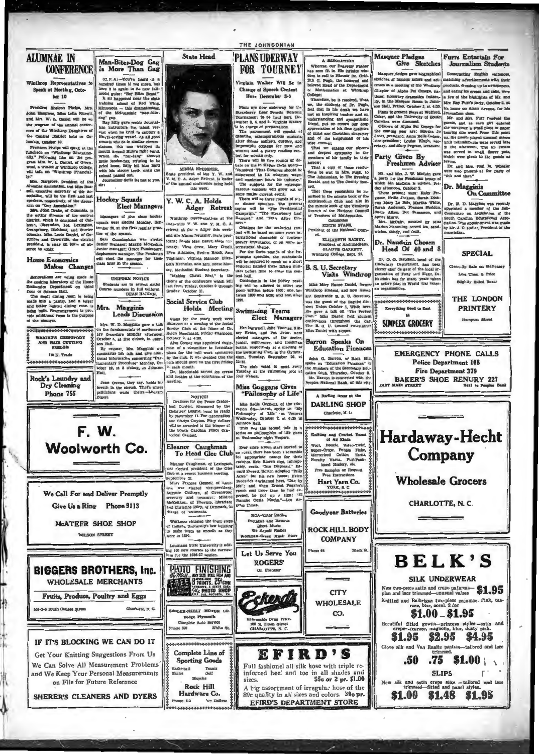# ALUMNAE IN CONFERENCE

**Winthrop Representatives to Speak at Meeting, October 10**

President Shelton Phelps, Mrs. John Hargrove, Miss Leila Russell, and Mrs. W. L. Daniel will be on the program of the annual conference of the Winthrop Daughters of the Central District held in Columbia, October 10.

President Phelps will speak at the luncheon on "Winthrop Educationally." Following him on the program Mrs. W. L. Daniel, of Greenwood, a trustee of Winthrop College, will talk on "Winthrop Financially."

Mrs. Hargrove, president of the Alumnae Association, and Miss Russell, executive secretary of the Association, will be the first and last speakers, respectively, of the discussion on "Our Association."

Mrs. John Drake, of Columbia, is the acting director of the central district, which is composed of Calhoun, Clarendon, Lee, Lexington, Orangeburg, Richland, and Sumter counties. Miss Lucia Daniel, of Columbia and Greenville, the district president, is away on leave of absence to study.

## Home Economics Makes Changes

Renovations are being made in the cooking laboratory of the Home Economics Department on third floor of Science Hall.

The small dining room is being made into a pantry, and a larger and better lighted dining room is being built. Rearrangement to provide additional room is the purpose of the changes.

---

WRIGHT'S CHIROPODY AND HAIR CUTTING PARLOR
124 E. Trade

---

Rock's Laundry and Dry Cleaning
Phone 755

---

# Man-Bites-Dog Gag Is More Than Gag

(C. P. A.)—You've heard it a hundred times if not more, but here it is again in its new fall-model guise: "Boy Bites Beast!"

It all happened near the state training school of Red Wing, Minnesota — this dramatization of the well-worn "man-bites-dog" gag.

Ray Billy gave rookie Journalism instructors the latest version when he tried to capture a liberty-loving weasel. As all good weasels will do in similar circumstances, this one wrapped its mouth around Billy's right hand. When the "fur-fang" showed mute tendencies, refusing to be pried loose, Billy bit him hard with his strong teeth until the animal passed out.

Journalism dofts its hat to you, sir!

## Hockey Squads Elect Managers

Managers of the class hockey squads were elected Monday, September 28, at the first regular practice of the season.

Sara Cunningham was elected senior manager; Margie McKeekin, junior manager; Grace Funderburk, sophomore manager. The Freshmen will elect the manager for their class later in the season.

---

UNIFORM NOTICE

Students are to attend Artist Course numbers in full uniform.
DEAN HARDIN.

---

## Mrs. Magginis Leads Discussion

Mrs. W. D. Magginis gave a talk on the fundamentals of parliamentary procedure Monday afternoon, October 5, at five o'clock, in Johnson Hall.

By request, Mrs. Magginis will summarize her talk and give additional information concerning "Parliamentary Procedure" Monday, October 12, at 5 o'clock, in Johnson Hall.

---

Jesse Owens, they say, holds his breath in the stretch. That's where politicians waste theirs.—Literary Digest.

---

# F. W. Woolworth Co.

---

We Call For and Deliver Promptly
Give Us a Ring Phone 9113

McATEER SHOE SHOP
WILSON STREET

---

# BIGGERS BROTHERS, Inc.

WHOLESALE MERCHANTS

Fruits, Produce, Poultry and Eggs

501-3-5 South College Street — Charlotte, N. C.

---

IF IT'S BLOCKING WE CAN DO IT

Get Your Knitting Suggestions From Us

We Can Solve All Measurement Problems and We Keep Your Personal Measurements on File for Future Reference

SHERER'S CLEANERS AND DYERS

---

## State Head

MINNA NEUSSNER, State president of the Y. W. and Y. M. C. A. Adger Retreat, is leader of the annual conference being held this week.

## Y. W. C. A. Holds Adger Retreat

Winthrop representatives at the state-wide Y. W. and Y. M. C. A. retreat at Camp Adger this week-end are Minna Neussner, state president; Bessie Mae Baker, state secretary; Vera Crow, Mary O'Dell, Evelyn Atkinson, Evelyn Brock, Ann Tilghman, Virginia Harmon Elizabeth Kerhulas, and Mrs. Reese Massey, Methodist Student Secretary.

"Making Christ Real," is the theme of the conference which will last from Friday, October 9 through Sunday October 11.

## Social Service Club Holds Meeting

Plans for the year's work were discussed at a meeting of the Social Service Club at the home of Dr. Helen Macdonald, Friday afternoon, October 2, at 4:30.

Alva Cooper was appointed chairman of a committee to formulate plans for the fall work sponsored by the club. It was decided that the club should meet on the first Friday in each month.

Dr. Macdonald served ice cream and cookies at the conclusion of the meeting.

---

NOTICE!

Orations for the Peace Oratorical Contest, sponsored by the Debaters' League, must be ready by November 11. For information see Gladys Guyton. Fifty dollars will be awarded to the winner of the South Carolina Peace Oratorical Contest.

---

## Eleanor Caughman To Head Glee Club

Eleanor Caughman, of Lexington, was elected president of the Glee Club at a recent business meeting, September 29.

Mary Frances Gosnell, of Laurens, was elected vice-president; Augusta Cothran, of Greenwood, secretary and treasurer; Mildred McKeithen, of Florence, librarian; and Christine Riley, of Denmark, in charge of vestments.

---

Workmen chiseled the front steps of Indiana University's law building to make them as smooth as they were in 1890.

---

Louisiana State University is adding 100 new courses to the curriculum for the 1936-37 session.

---

PHOTO FINISHING
By Mail — ANY SIZE ROLL FILM AND
FREE 8 PRINTS, 25¢ COIN
REPRINTS, 3 CENTS EACH
Ark PHOTO SHOP — Augusta, Ga.

---

SADLER-NEELY MOTOR CO.
Dodge, Plymouth
Complete Auto Service
Phone 532 — White St.

---

Complete Line of Sporting Goods
Basketball — Tennis
Skates — Golf
Bicycles

Rock Hill Hardware Co.
Phone 612 — We Deliver

---

# PLANS UNDERWAY FOR TOURNEY

**Virginia Walker Will Be in Charge of Speech Contest Here December 3-5**

Plans are now underway for the Strawberry Leaf Practice Forensic Tournament to be held here, December 3, 4, and 5. Virginia Walker is in charge of preparations.

The tournament will consist of debating, extemporaneous contests, after dinner contests, oratory, and impromptu contests for men and women; and a poetry reading contest for women only.

There will be five rounds of debate on the Pi Kappa Delta query—"Resolved: That Congress should be empowered to fix minimum wages and maximum hours for industry."

The subjects for the extemporaneous contests will grow out of some major current event.

There will be three rounds of after dinner speeches. The general topics will be "The Presidential Campaign," "The Strawberry Leaf Banquet," and "Date After Dinner."

Orations for the oratorical contest will be based on some great international character of contemporary importance, or on some international theme.

For the three rounds of the impromptu speeches, the contestants will be required to speak on a short editorial handed them fifteen minutes before time to enter the contest hall.

Contestants in the poetry reading will be allowed to select one poem written before 1800; one, between 1800 and 1920; and one, after 1920.

## Swimming Teams Elect Managers

Nell Barnwell, Julia Thomas, Kinsey Evans, and Pat Jeter, were elected managers of the senior, junior, sophomore, and freshman teams, respectively at a meeting of the Swimming Club, in the Gymnasium, Tuesday, September 29, at 12:30.

The club voted to meet every Tuesday at the swimming pool at four o'clock.

## Miss Goggans Gives "Philosophy of Life"

Miss Sadie Goggans, of the education department, spoke on "My Philosophy of Life" at Vespers Wednesday, October 7, at 6:30 in Johnson Hall.

This was the second talk in a series on philosophies of life given at Wednesday night Vespers.

---

Ever since screen stars started to go rural, there has been a scramble for appropriate names for their ranches. Eric Blore's sign, inimitably, reads, "Inn Disposed." Edward Everett Horton adopted "Belly Acres" for his new home; Helen Broderick christened hers "Oak by Me"; and when Ernest Pagano's ranch cost more than he had expected, he put up a sign: "El Rancho Costa Mucha."—Los Angeles Times.

---

RCA-Victor Radios
Portables and Records
Sheet Music
We Repair Radios
Workman-Green Music Store

---

Let Us Serve You
ROGERS'
On Ebenezer

---

Eckerd's
Reasonable Drug Prices
138 N. Tryon Street
CHARLOTTE, N. C.

---

# EFIRD'S

Full fashioned all silk hose with triple reinforced heel and toe in all shades and sizes. 55c or 2 pr. $1.00

A big assortment of irregular hose of the 89c quality in all sizes and colors. 39c pr.

EFIRD'S DEPARTMENT STORE

---

## A RESOLUTION

Whereas, our Heavenly Father has seen fit in His infinite wisdom to call to Himself Dr. Griffith T. Pugh, the honored and beloved Head of the Department of Mathematics at Winthrop College;

Therefore, be it resolved, That we, the students of Dr. Pugh, feel that in his death we have lost an inspiring teacher and an understanding and sympathetic friend, put on record our deep appreciation of his fine qualities of mind and Christian character and of the helpfulness of his wise counsel;

That we extend our sincere and deepest sympathy to the members of his family in their sorrow;

That a copy of these resolutions be sent to Mrs. Pugh, to The Johnsonian, to The Evening Herald and to The County Record.

That these resolutions be inscribed in the minute book of the Archimedean Club and also in the minute book of the Winthrop Branch of the National Council of Teachers of Mathematics.

Committee
EDITH EVANS,
President of the National Council.
ELIZABETH RAINEY,
President of Archimedeans.
GLADYS GARRETT.
Winthrop College, Sept. 23.

## B. S. U. Secretary Visits Winthrop

Miss Mary Nance Daniel, former Winthrop student, and now Assistant Southwide B. S. U. Secretary, was the guest of the Baptist Student Union October 1. While here, she gave a talk on "The Perfect Plan." Miss Daniel held student conferences throughout the day. The B. S. U. Council entertained Miss Daniel with supper.

## Barron Speaks On Education Finances

John C. Barron, of Rock Hill, spoke on "Education Finances" to the members of the Secondary Education Club, Thursday, October 8. Mr. Barron is connected with the Peoples National Bank, of this city.

---

A Darling Dress at the
DARLING SHOP
Charlotte, N. C.

---

Knitting and Crochet Yarns of All Kinds

Wool, Boucle, Velvo-Twist, Super-Crepe, Pebble Flake, Mercerized Cotton Yarns, Novelty Yarns, Full-Fashioned Hosiery, etc.

Free Samples on Request
Free Instructions

Hart Yarn Co.
YORK, S. C.

---

Goodyear Batteries

ROCK HILL BODY COMPANY

Phone 64 — Black St.

---

CITY WHOLESALE CO.

---

## Masquer Pledges Give Sketches

Masquer pledges gave biographical sketches of famous actors and actresses at a meeting of the Winthrop Chapter of Alpha Psi Omega, national honorary dramatics fraternity, in the Masquer Room in Johnson Hall, Friday, October 2, at 4:30.

Plans to present plays at Wofford, Coker, and the University of South Carolina were discussed.

Officers of Alpha Psi Omega for the coming year are: Martha Jo Jones, president; Anna Belle Geiger, vice-president; Louise Klugh, secretary; and Mary Pegram, treasurer.

## Party Given By Freshmen Adviser

Mr. and Mrs. J. W. McCain gave a party for the Freshman group of which Mr. McCain is adviser, Friday afternoon, October 2.

Those present were: Ruby Ferguson, Nellie Jackson, Sarah Dickson, Mary Le Nix, Martha White, Sarah Anderson, Frances Sheldon, Susie Aiken, Dot Swanson, and Aretta Mury.

Mrs. McCain, assisted by Miss Marion Flemming, served tea, sandwiches, candy, and fruit.

## Dr. Naudain Chosen Head Of 40 and 8

Dr. G. G. Naudain, head of the Chemistry Department, has been elected chef de gare of the local organization of Forty and Eight. Dr. Naudain has for many years taken an active part in World War veteran organizations.

---

Everything Good to Eat
at
SIMPLEX GROCERY

---

## Furrs Entertain For Journalism Students

Constructing English sentences, matching advertisements with their products, dressing up in newspapers, and eating ice cream and cake, were a few of the highlights of Mr. and Mrs. Ray Furr's party, October 2, at his home on Aiken Avenue, for his Journalism class.

Mr. and Mrs. Furr received the guests, and as each girl entered she was given a small piece of paper bearing one word. From this point on, the guests played unusual games until refreshments were served late in the afternoon. The ice cream was served in small flower pots, which were given to the guests as favors.

Dr. and Mrs. Paul M. Wheeler were also present at the party of "this and that."

## Dr. Magginis On Committee

Dr. W. D. Magginis was recently appointed a member of the Sub-Committee on Legislation of the South Carolina Educational Association. The appointment was made by Mr. J. C. Holler, President of the Association.

---

SPECIAL

Clean-Up Sale on Stationery
Less Than ½ Price
Slightly Soiled Boxes

THE LONDON PRINTERY
Hampton Street

---

EMERGENCY PHONE CALLS
Police Department 108
Fire Department 379

BAKER'S SHOE RENURY 227
EAST MAIN STREET — Next to Peoples Bank

---

# Hardaway-Hecht Company

Wholesale Grocers

CHARLOTTE, N. C.

---

# BELK'S

SILK UNDERWEAR

New two-piece satin and crepe pajamas—plain and lace trimmed—unusual values **$1.95**

Knitted and Balbriggan two-piece pajamas. Pink, tea-rose, blue, coral. 2 for **$1.00 - $1.95**

Beautiful fitted gowns—princess styles—satin and crepe—tearose, magnolia, blue, dusty pink. **$1.95 $2.95 $4.95**

Glove silk and Van Raalte panties—tailored and lace trimmed. **.50 .75 $1.00**

SLIPS

New silk and satin crepe silks — tailored and lace trimmed—fitted and panel styles. **$1.00 $1.48 $1.95**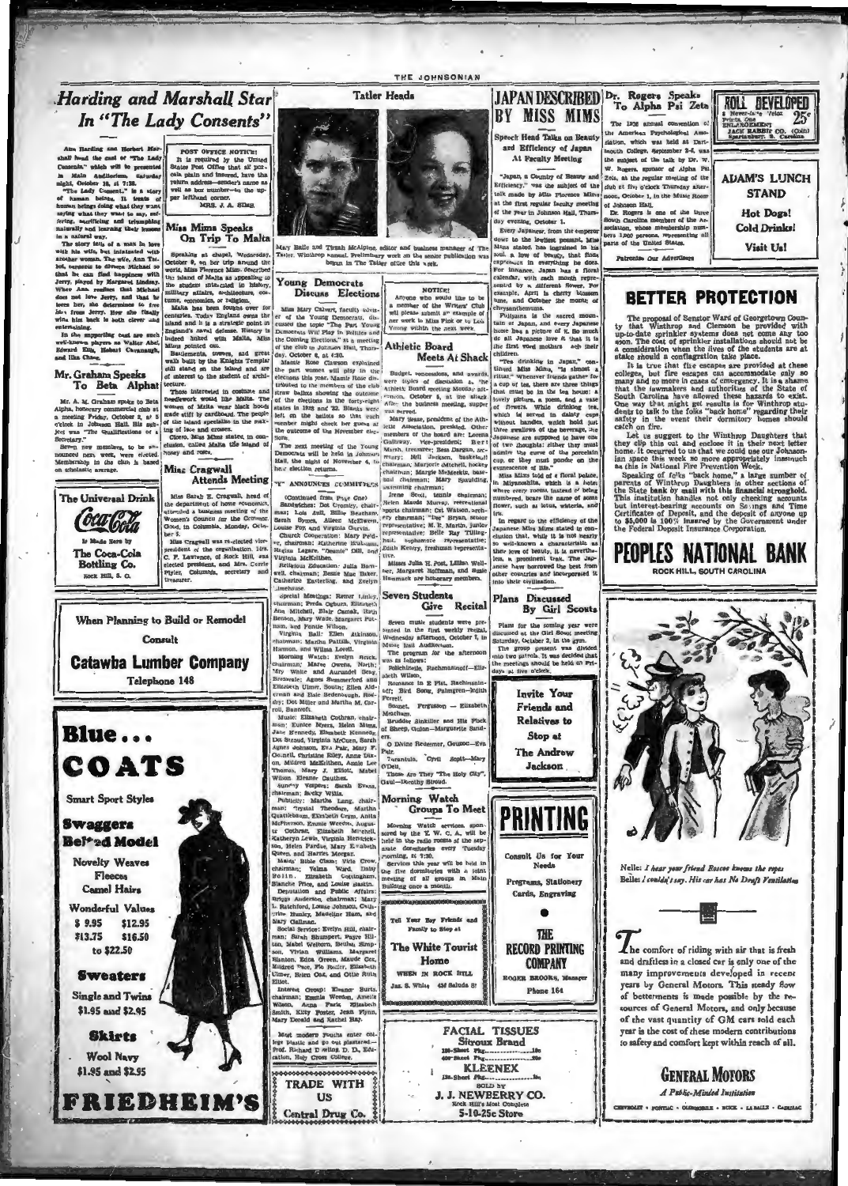## Harding and Marshall Star In "The Lady Consents"

Ann Harding and Herbert Marshall head the cast of "The Lady Consents" which will be presented in Main Auditorium, Saturday night, October 10, at 7:30.

"The Lady Consent," is a story of human beings. It treats of human beings doing what they want, saying what they want to say, suffering, sacrificing and triumphing naturally and learning their lessons in a natural way.

The story tells of a man in love with his wife, but infatuated with another woman. The wife, Ann Talbot, consents to divorce Michael so that he can find happiness with Jerry, played by Margaret Lindsay. When Ann realizes that Michael does not love Jerry, and that he loves her, she determines to free him from Jerry. How she finally wins him back is both clever and entertaining.

In the supporting cast are such well-known players as Walter Abel, Edward Ellis, Hobart Cavanaugh, and Ilka Chase.

**POST OFFICE NOTICE!**

It is required by the United States Post Office that all parcels plain and insured, have the return address—sender's name as well as box number—in the upper lefthand corner.

MRS. J. A. SIMS.

### Miss Mims Speaks On Trip To Malta

Speaking at chapel, Wednesday, October 9, on her trip around the world, Miss Florence Mims described the island of Malta as appealing to the student interested in history, military affairs, architecture, costume, economics, or religion.

Malta has been fought over for centuries. Today England owns the island and it is a strategic point in England's naval defense. History is indeed linked with Malta, Miss Mims pointed out.

Battlements, towers, and great walls built by the Knights Templar still stand on the island and are of interest to the student of architecture.

Those interested in costume and needlework would like Malta. The women of Malta wear black hoods made stiff by cardboard. The people of the island specialize in the making of lace and crosses.

Cicero, Miss Mims stated, in conclusion, called Malta the island of honey and roses.

### Mr. Graham Speaks To Beta Alpha

Mr. A. M. Graham spoke to Beta Alpha, honorary commercial club at a meeting Friday, October 2, at 5 o'clock in Johnson Hall. His subject was "The Qualifications of a Secretary."

Seven new members, to be announced next week, were elected. Membership in the club is based on scholastic average.

### Miss Cragwall Attends Meeting

Miss Sarah E. Cragwall, head of the department of home economics, attended a business meeting of the Women's Council for the Common Good, in Columbia, Monday, October 5.

Miss Cragwall was re-elected vice-president of the organization. Mrs. C. F. Lawrence, of Rock Hill, was elected president, and Mrs. Corrie Pyler, Columbia, secretary and treasurer.

**The Universal Drink**

Coca-Cola

Is Made Here by

The Coca-Cola Bottling Co.

Rock Hill, S. C.

When Planning to Build or Remodel

Consult

**Catawba Lumber Company**

Telephone 148

# Blue... COATS

Smart Sport Styles

**Swaggers**

**Belted Model**

Novelty Weaves

Fleeces

Camel Hairs

Wonderful Values

$9.95 $12.95

$13.75 $16.50

to $22.50

**Sweaters**

Single and Twins

$1.95 and $2.95

**Skirts**

Wool Navy

$1.95 and $2.95

# FRIEDHEIM'S

## Tatler Heads

Mary Belle and Tirzah McAlpine, editor and business manager of The Tatler, Winthrop annual. Preliminary work on the senior publication was begun in The Tatler office this week.

### Young Democrats Discuss Elections

Miss Mary Culvert, faculty adviser of the Young Democrats, discussed the topic "The Part Young Democrats Will Play In Politics and the Coming Elections," at a meeting of the club in Johnson Hall, Thursday, October 8, at 4:30.

Mamie Rose Clawson explained the part women will play in the elections this year. Mamie Rose distributed to the members of the club straw ballots showing the outcome of the elections in the forty-eight states in 1932 and '33. Blanks were left on the ballots so that each member might check her guess at the outcome of the November elections.

The next meeting of the Young Democrats will be held in Johnson Hall, the night of November 4, to hear election returns.

### 'Y' ANNOUNCES COMMITTEES

(Continued from Page One)

Sandwiches: Dot Crowley, chairman; Lois Aull, Billie Beacham, Sarah Bynes, Aileen McElween, Louise Foy, and Virginia Corvin.

Church Cooperation: Mary Fedder, chairman; Katherine Blakeman, Regina Lagare, "Jennie" Dill, and Virginia McKellsen.

Religious Education: Julia Barnwell, chairman; Bessie Mae Baker, Catherine Easterling, and Evelyn Limehouse.

Special Meetings: Renee Linley, chairman; Freda Ogburn, Elizabeth Ann Mitchell, Blair Camak, Harriet Benton, Mary Wade, Margaret Putnam, and Fonnie Wilson.

Virginia Ball: Ellen Atkinson, chairman; Martha Pattillo, Virginia Harmon, and Wilma Lovell.

Morning Watch: Evelyn Brock, chairman; Maree Owens, North; Mary White and Annabel Gray, Breazeale; Agnes Sommerford and Elizabeth Ulmer, South; Ellen Aldercreutz and Elsie Bedenbaugh, Roddey; Dot Miller and Martha M. Carroll, Bancroft.

Music: Elizabeth Cothran, chairman; Eunice Myers, Helen Mims, Jane Kennedy, Elizabeth Kennedy, Dot Stroud, Virginia McCuen, Sarah Agnes Johnson, Eva Pair, Mary F. O'Neill, Christine Riley, Anne Dixon, Mildred McKellsen, Annie Lee Thomas, Mary J. Elliott, Mabel Wilson, Eleanor Cauthen.

Sunday Vespers: Sarah Evans, chairman; Becky Willis.

Publicity: Martha Lang, chairman; Crystal Theodore, Martha Quattlebaum, Elizabeth Crum, Anita McPherson, Emmie Weedon, Augusta Cothran, Elizabeth Mitchell, Katheryn Lewis, Virginia Hendrickson, Helen Pardue, Mary Elizabeth Queen, and Harriet Morgan.

Maids' Bible Class: Viola Crow, chairman; Velma Ward, Daisy Bolin, Elizabeth Cottingham, Blanche Price, and Louise Baskin.

Deputation and Public Affairs: Briggs Anderson, chairman; Mary L. Ratchford, Louise Johnson, Catherine Huntley, Madeline Ham, and Mary Gallman.

Social Service: Evelyn Hill, chairman; Sarah Shumpert, Faye Hilton, Mabel Welborn, Bettie Simpson, Vivian Williams, Margaret Blanton, Edna Green, Maude Cox, Mildred Pace, Flo Roller, Elizabeth Ulmer, Helen Cox, and Ottie Ruth Elliot.

Interest Group: Eleanor Burts, chairman; Emmie Weedon, Amelia Wilson, Anna Paris, Elizabeth Smith, Kitty Foster, Jean Flynn, Mary Donald and Rachel Ray.

Most modern youths enter college plastic and go out plastered.—Prof. Richard D Willis, D. D., Education, Holy Cross College.

TRADE WITH US

Central Drug Co.

**NOTICE!**

Anyone who would like to be a member of the Writers' Club will please submit an example of her work to Miss Pick or to Lois Young within the next week.

### Athletic Board Meets At Shack

Budget, concessions, and awards were topics of discussion at the Athletic Board meeting Monday afternoon, October 5, at the shack. After the business meeting, supper was served.

Mary Bease, president of the Athletic Association, presided. Other members of the board are: Lorena Galloway, vice-president; Bert Marsh, treasurer; Bess Dargan, secretary; Nell Jackson, basketball chairman; Marjorie Mitchell, hockey chairman; Margie McMeekin, baseball chairman; Mary Spaulding, swimming chairman;

Irene Scott, tennis chairman; Helen Maude Murray, recreational sports chairman; Cat Watson, archery chairman; "Bee" Bryan, senior representative; Belle Martin, junior representative; Belle Ray Tillinghast, sophomore representative; Edith Kenny, freshman representative.

Misses Julia H. Post, Lillian Wellner, Margaret Hoffman, and Susie Hammack are honorary members.

### Seven Students Give Recital

Seven music students were presented in the first weekly recital, Wednesday afternoon, October 7, in Music Hall Auditorium.

The program for the afternoon was as follows:

Polichinelle, Rachmaninoff—Elizabeth Wilson.

Romance in E Flat, Rachmaninoff; Bird Song, Palmgren—Edith Ferrell.

Sonnet, Ferguson — Elizabeth Meacham.

Bruddor Sinkiller and His Flock of Sheep, Guion—Marguerite Sanders.

O Divine Redeemer, Gounod—Eva Pair.

Tarantula, Cyril Scott—Mary O'Dell.

These Are They "The Holy City," Gaul—Dorothy Stroud.

### Morning Watch Groups To Meet

Morning Watch services sponsored by the Y. W. C. A. will be held in the radio rooms of the separate dormitories every Tuesday morning, at 7:30.

Services this year will be held in the the dormitories with a joint meeting of all groups in Main Building once a month.

Tell Your Boy Friends and Family to Stop at

**The White Tourist Home**

WHEN IN ROCK HILL

Jas. S. White 438 Saluda St

## JAPAN DESCRIBED BY MISS MIMS

### Speech Head Talks on Beauty and Efficiency of Japan At Faculty Meeting

"Japan, a Country of Beauty and Efficiency," was the subject of the talk made by Miss Florence Mims at the first regular faculty meeting of the year in Johnson Hall, Thursday evening, October 1.

Every Japanese, from the emperor down to the lowliest peasant, Miss Mims stated, has ingrained in his soul, a love of beauty, that finds expression in everything he does. For instance, Japan has a floral calendar, with each month represented by a different flower. For example, April is cherry blossom time, and October the month of chrysanthemums.

Fujiyama is the sacred mountain of Japan, and every Japanese house has a picture of it. So much do all Japanese love it that it is the first word mothers teach their children.

"Tea drinking in Japan," continued Miss Mims, "is almost a ritual." Whenever friends gather for a cup of tea, there are three things that must be in the tea house: a lovely picture, a poem, and a vase of flowers. While drinking tea, which is served in dainty cups without handles, which hold just three swallows of the beverage, the Japanese are supposed to have one of two thoughts: either they must admire the curve of the porcelain cup, or they must ponder on the evanescence of life."

Miss Mims told of a floral palace, in Miyanoshita, which is a hotel where every room, instead of being numbered, bears the name of some flower, such as lotus, wisteria, and iris.

In regard to the efficiency of the Japanese Miss Mims stated in conclusion that, while it is not nearly so well-known a characteristic as their love of beauty, it is nevertheless, a prominent trait. The Japanese have borrowed the best from other countries and incorporated it into their civilization.

### Plans Discussed By Girl Scouts

Plans for the coming year were discussed at the Girl Scout meeting Saturday, October 3, in the gym.

The group present was divided into two patrols. It was decided that the meetings should be held on Fridays at five o'clock.

Invite Your Friends and Relatives to Stop at

**The Andrew Jackson**

**PRINTING**

Consult Us for Your Needs

Programs, Stationery

Cards, Engraving

**THE RECORD PRINTING COMPANY**

ROGER BROOKS, Manager

Phone 164

**FACIAL TISSUES**

Stroux Brand

150-Sheet Pkg. ....10c

400-Sheet Pkg. ....25c

**KLEENEX**

150-Sheet Pkg. ....15c

SOLD BY

**J. J. NEWBERRY CO.**

Rock Hill's Most Complete

5-10-25c Store

### Dr. Rogers Speaks To Alpha Psi Zeta

The 1936 annual convention of the American Psychological Association, which was held at Dartmouth College, September 2-4, was the subject of the talk by Dr. W. W. Rogers, sponsor of Alpha Psi Zeta, at the regular meeting of the club at five o'clock Thursday afternoon, October 1, in the Music Room of Johnson Hall.

Dr. Rogers is one of the three South Carolina members of the Association, whose membership numbers 3,000 persons, representing all parts of the United States.

Patronize Our Advertisers

**ROLL DEVELOPED**

8 Never-fade Velox Prints, One ENLARGEMENT 25c (Coin)

JACK RABBIT CO. Spartanburg, S. Carolina

**ADAM'S LUNCH STAND**

Hot Dogs!

Cold Drinks!

Visit Us!

## BETTER PROTECTION

The proposal of Senator Ward of Georgetown County that Winthrop and Clemson be provided with up-to-date sprinkler systems does not come any too soon. The cost of sprinkler installations should not be a consideration when the lives of the students are at stake should a conflagration take place.

It is true that fire escapes are provided at these colleges, but fire escapes can accommodate only so many and so more in cases of emergency. It is a shame that the lawmakers and authorities of the State of South Carolina have allowed these hazards to exist. One way that might get results is for Winthrop students to talk to the folks "back home" regarding their safety in the event their dormitory homes should catch on fire.

Let us suggest to the Winthrop Daughters that they clip this out and enclose it in their next letter home. It occurred to us that we could use our Johnsonian space this week no more appropriately inasmuch as this is National Fire Prevention Week.

Speaking of folks "back home," a large number of parents of Winthrop Daughters in other sections of the State bank by mail with this financial stronghold. This institution handles not only checking accounts but interest-bearing accounts on Savings and Time Certificates of Deposit, and the deposit of anyone up to $5,000 is 100% insured by the Government under the Federal Deposit Insurance Corporation.

## PEOPLES NATIONAL BANK

ROCK HILL, SOUTH CAROLINA

*Nellie: I hear your friend Roscoe knows the ropes*

*Belle: I couldn't say. His car has No Draft Ventilation*

The comfort of riding with air that is fresh and draftless in a closed car is only one of the many improvements developed in recent years by General Motors. This steady flow of betterments is made possible by the resources of General Motors, and only because of the vast quantity of GM cars sold each year is the cost of these modern contributions to safety and comfort kept within reach of all.

**GENERAL MOTORS**

*A Public-Minded Institution*

CHEVROLET · PONTIAC · OLDSMOBILE · BUICK · LA SALLE · CADILLAC